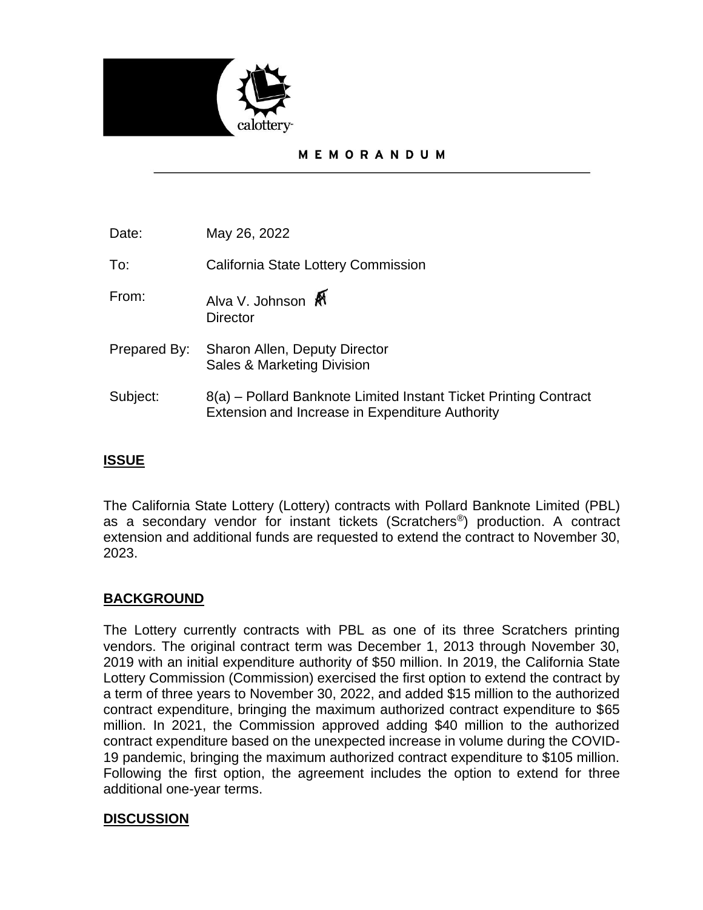calottery

# MEMORANDUM

| | |
|---|---|
| Date: | May 26, 2022 |
| To: | California State Lottery Commission |
| From: | Alva V. Johnson<br>Director |
| Prepared By: | Sharon Allen, Deputy Director<br>Sales & Marketing Division |
| Subject: | 8(a) – Pollard Banknote Limited Instant Ticket Printing Contract Extension and Increase in Expenditure Authority |

## ISSUE

The California State Lottery (Lottery) contracts with Pollard Banknote Limited (PBL) as a secondary vendor for instant tickets (Scratchers®) production. A contract extension and additional funds are requested to extend the contract to November 30, 2023.

## BACKGROUND

The Lottery currently contracts with PBL as one of its three Scratchers printing vendors. The original contract term was December 1, 2013 through November 30, 2019 with an initial expenditure authority of $50 million. In 2019, the California State Lottery Commission (Commission) exercised the first option to extend the contract by a term of three years to November 30, 2022, and added $15 million to the authorized contract expenditure, bringing the maximum authorized contract expenditure to $65 million. In 2021, the Commission approved adding $40 million to the authorized contract expenditure based on the unexpected increase in volume during the COVID-19 pandemic, bringing the maximum authorized contract expenditure to $105 million. Following the first option, the agreement includes the option to extend for three additional one-year terms.

## DISCUSSION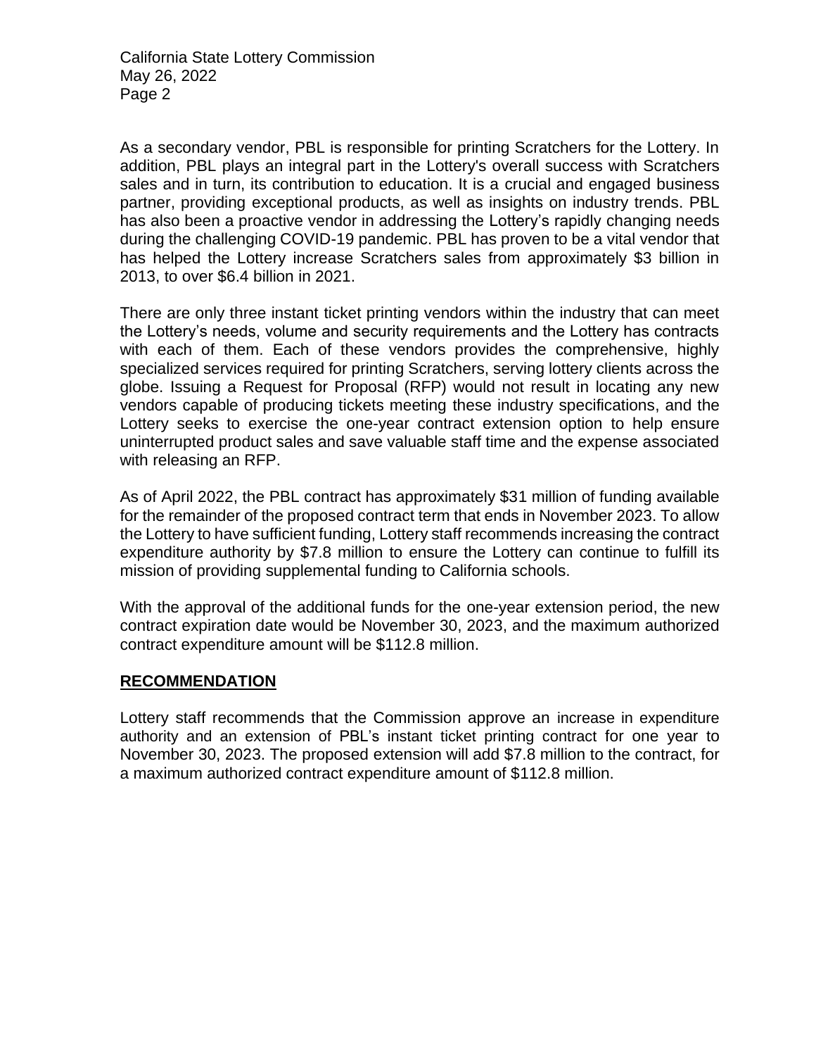As a secondary vendor, PBL is responsible for printing Scratchers for the Lottery. In addition, PBL plays an integral part in the Lottery's overall success with Scratchers sales and in turn, its contribution to education. It is a crucial and engaged business partner, providing exceptional products, as well as insights on industry trends. PBL has also been a proactive vendor in addressing the Lottery's rapidly changing needs during the challenging COVID-19 pandemic. PBL has proven to be a vital vendor that has helped the Lottery increase Scratchers sales from approximately $3 billion in 2013, to over $6.4 billion in 2021.

There are only three instant ticket printing vendors within the industry that can meet the Lottery's needs, volume and security requirements and the Lottery has contracts with each of them. Each of these vendors provides the comprehensive, highly specialized services required for printing Scratchers, serving lottery clients across the globe. Issuing a Request for Proposal (RFP) would not result in locating any new vendors capable of producing tickets meeting these industry specifications, and the Lottery seeks to exercise the one-year contract extension option to help ensure uninterrupted product sales and save valuable staff time and the expense associated with releasing an RFP.

As of April 2022, the PBL contract has approximately $31 million of funding available for the remainder of the proposed contract term that ends in November 2023. To allow the Lottery to have sufficient funding, Lottery staff recommends increasing the contract expenditure authority by $7.8 million to ensure the Lottery can continue to fulfill its mission of providing supplemental funding to California schools.

With the approval of the additional funds for the one-year extension period, the new contract expiration date would be November 30, 2023, and the maximum authorized contract expenditure amount will be $112.8 million.

## RECOMMENDATION

Lottery staff recommends that the Commission approve an increase in expenditure authority and an extension of PBL's instant ticket printing contract for one year to November 30, 2023. The proposed extension will add $7.8 million to the contract, for a maximum authorized contract expenditure amount of $112.8 million.